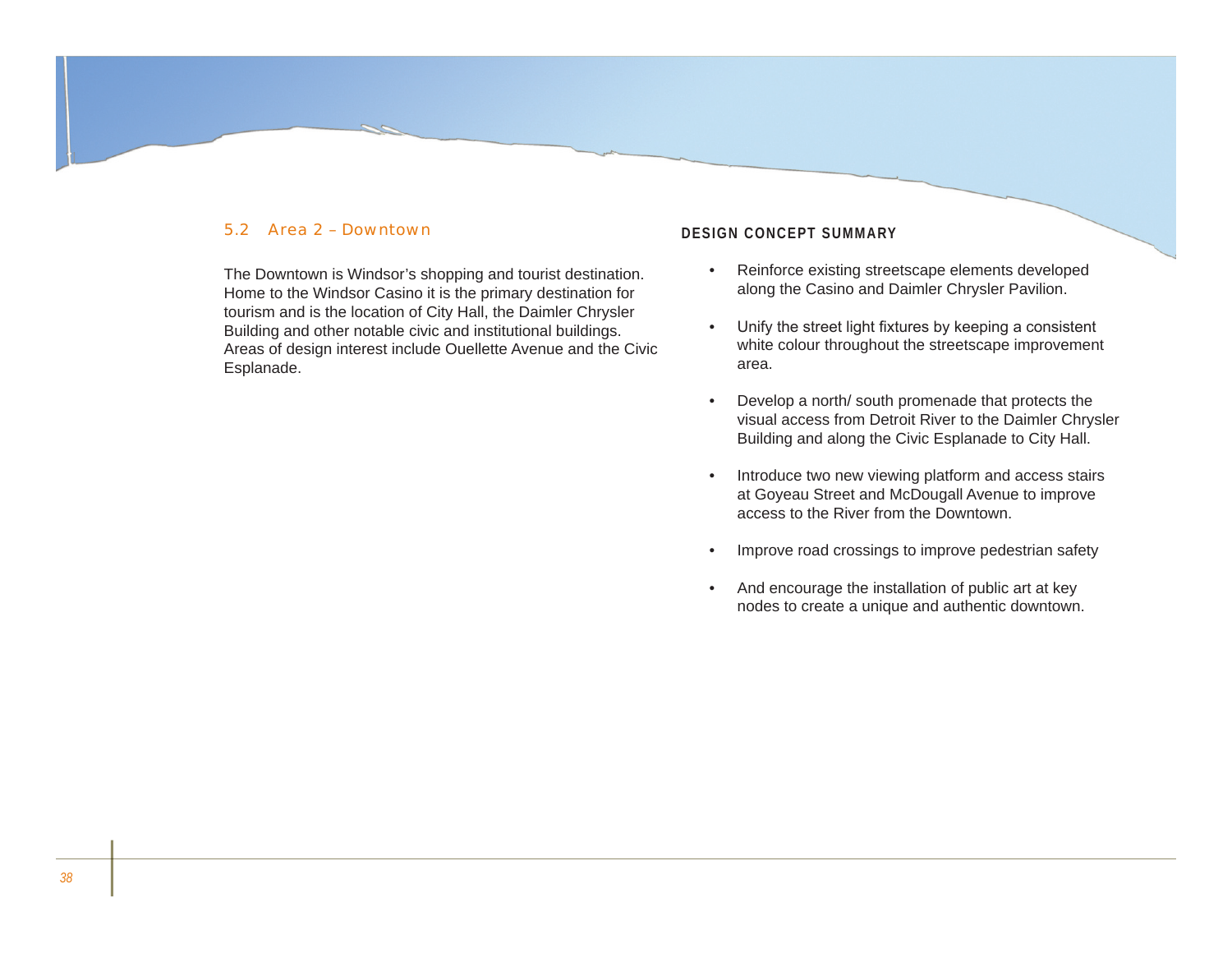## 5.2 Area 2 – Downtown

The Downtown is Windsor's shopping and tourist destination. Home to the Windsor Casino it is the primary destination for tourism and is the location of City Hall, the Daimler Chrysler Building and other notable civic and institutional buildings. Areas of design interest include Ouellette Avenue and the Civic Esplanade.

### DESIGN CONCEPT SUMMARY

- Reinforce existing streetscape elements developed along the Casino and Daimler Chrysler Pavilion.
- Unify the street light fixtures by keeping a consistent white colour throughout the streetscape improvement area.
- Develop a north/ south promenade that protects the visual access from Detroit River to the Daimler Chrysler Building and along the Civic Esplanade to City Hall.
- Introduce two new viewing platform and access stairs at Goyeau Street and McDougall Avenue to improve access to the River from the Downtown.
- Improve road crossings to improve pedestrian safety
- And encourage the installation of public art at key nodes to create a unique and authentic downtown.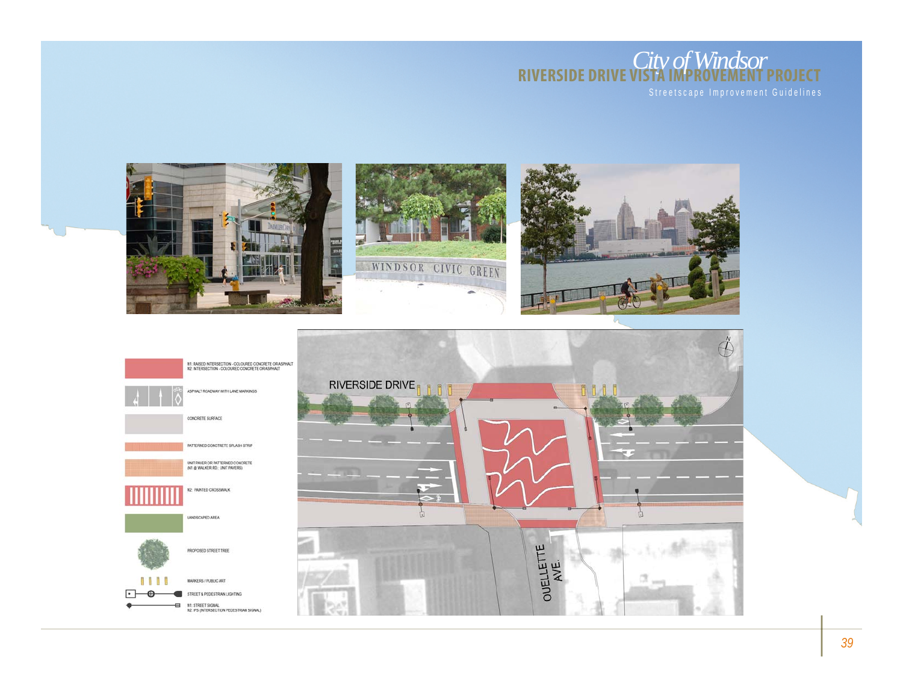# City of Windsor
## RIVERSIDE DRIVE VISTA IMPROVEMENT PROJECT
### Streetscape Improvement Guidelines

- N1: RAISED INTERSECTION - COLOURED CONCRETE OR ASPHALT
  N2: INTERSECTION - COLOURED CONCRETE OR ASPHALT
- ASPHALT ROADWAY WITH LANE MARKINGS
- CONCRETE SURFACE
- PATTERNED CONCRETE SPLASH STRIP
- UNIT PAVER OR PATTERNED CONCRETE (N1 @ WALKER RD.: UNIT PAVERS)
- N2: PAINTED CROSSWALK
- LANDSCAPED AREA
- PROPOSED STREET TREE
- MARKERS / PUBLIC ART
- STREET & PEDESTRIAN LIGHTING
- N1: STREET SIGNAL
  N2: IPS (INTERSECTION PEDESTRIAN SIGNAL)

RIVERSIDE DRIVE

OUELLETTE AVE.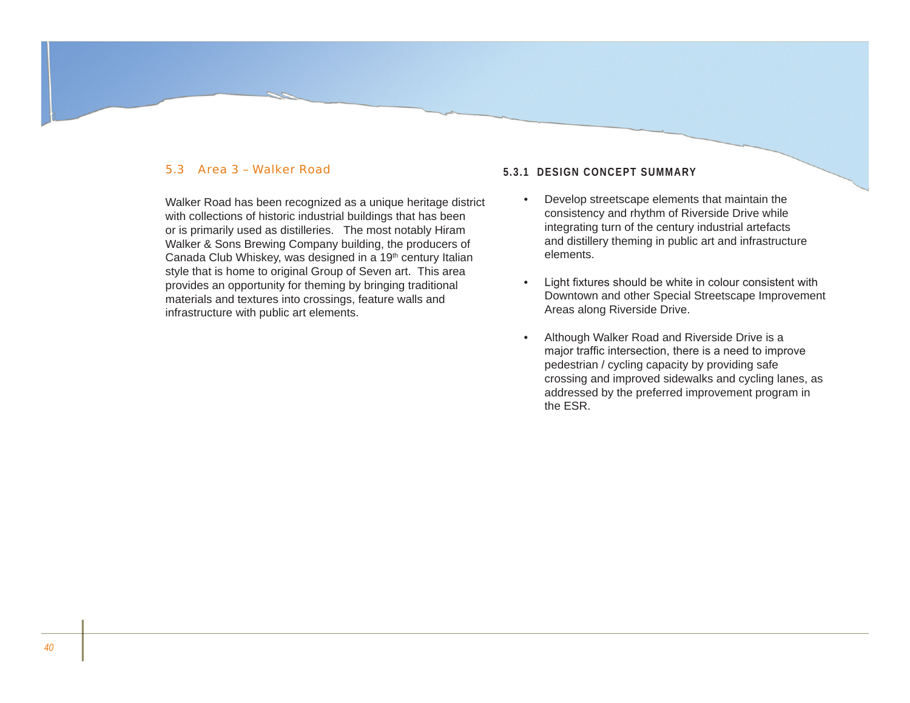## 5.3 Area 3 – Walker Road

Walker Road has been recognized as a unique heritage district with collections of historic industrial buildings that has been or is primarily used as distilleries. The most notably Hiram Walker & Sons Brewing Company building, the producers of Canada Club Whiskey, was designed in a 19th century Italian style that is home to original Group of Seven art. This area provides an opportunity for theming by bringing traditional materials and textures into crossings, feature walls and infrastructure with public art elements.

### 5.3.1 DESIGN CONCEPT SUMMARY

- Develop streetscape elements that maintain the consistency and rhythm of Riverside Drive while integrating turn of the century industrial artefacts and distillery theming in public art and infrastructure elements.
- Light fixtures should be white in colour consistent with Downtown and other Special Streetscape Improvement Areas along Riverside Drive.
- Although Walker Road and Riverside Drive is a major traffic intersection, there is a need to improve pedestrian / cycling capacity by providing safe crossing and improved sidewalks and cycling lanes, as addressed by the preferred improvement program in the ESR.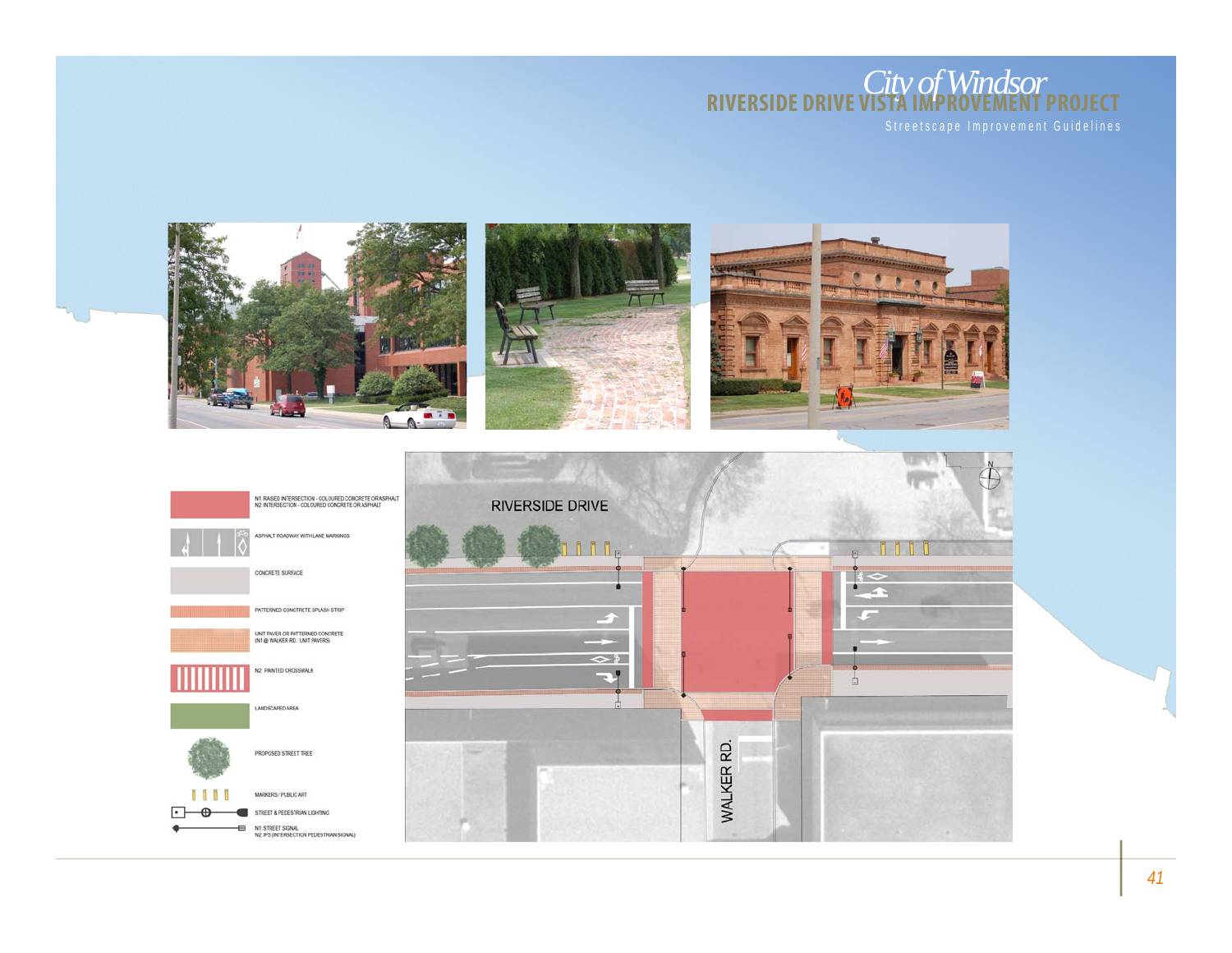# City of Windsor
## RIVERSIDE DRIVE VISTA IMPROVEMENT PROJECT
Streetscape Improvement Guidelines

N1: RAISED INTERSECTION - COLOURED CONCRETE OR ASPHALT
N2: INTERSECTION - COLOURED CONCRETE OR ASPHALT

ASPHALT ROADWAY WITH LANE MARKINGS

CONCRETE SURFACE

PATTERNED CONCRETE SPLASH STRIP

UNIT PAVER OR PATTERNED CONCRETE
(N1 @ WALKER RD.: UNIT PAVERS)

N2: PAINTED CROSSWALK

LANDSCAPED AREA

PROPOSED STREET TREE

MARKERS / PUBLIC ART

STREET & PEDESTRIAN LIGHTING

N1: STREET SIGNAL
N2: IPS (INTERSECTION PEDESTRIAN SIGNAL)

RIVERSIDE DRIVE

WALKER RD.

N